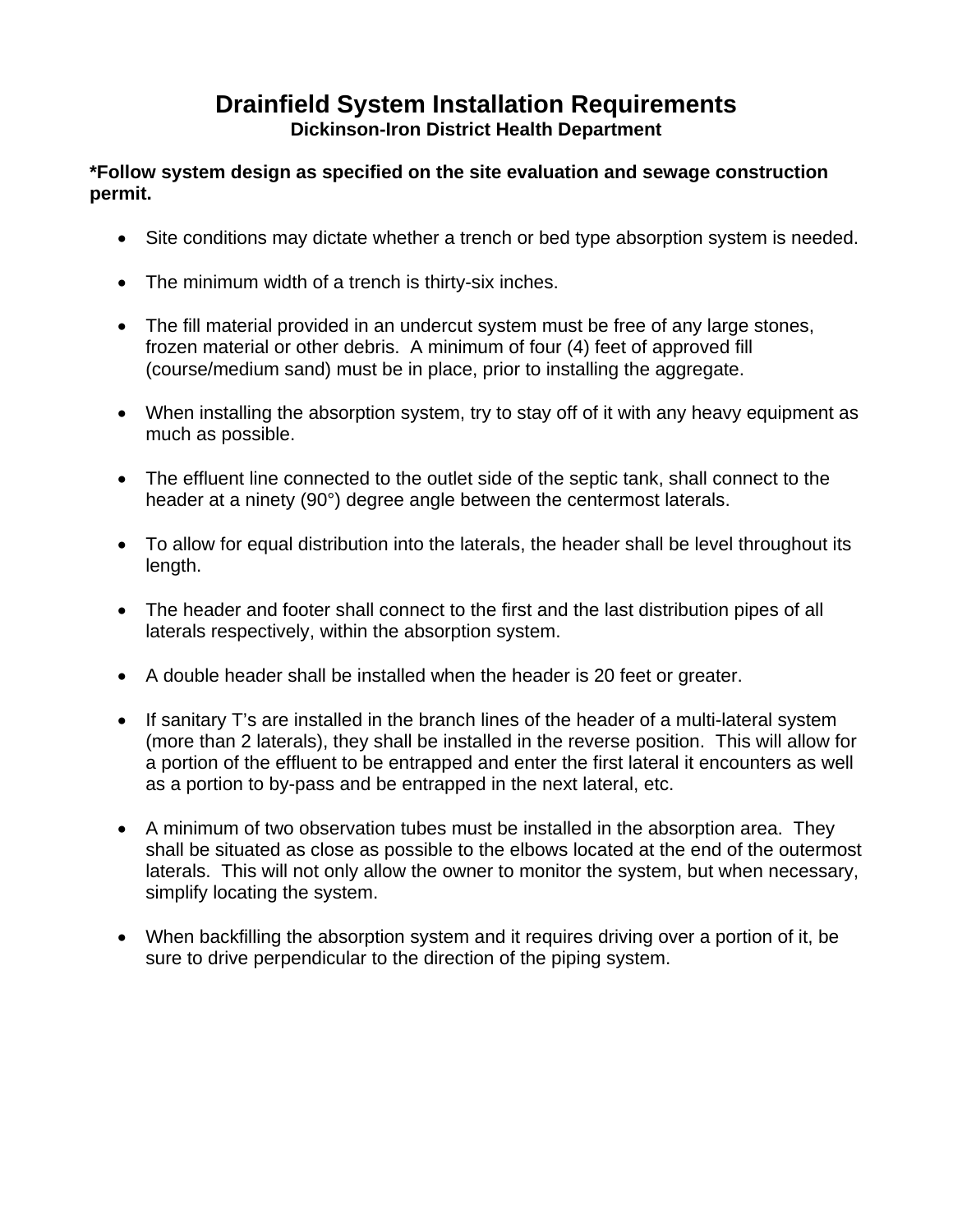# Drainfield System Installation Requirements

## Dickinson-Iron District Health Department

**\*Follow system design as specified on the site evaluation and sewage construction permit.**

- Site conditions may dictate whether a trench or bed type absorption system is needed.
- The minimum width of a trench is thirty-six inches.
- The fill material provided in an undercut system must be free of any large stones, frozen material or other debris. A minimum of four (4) feet of approved fill (course/medium sand) must be in place, prior to installing the aggregate.
- When installing the absorption system, try to stay off of it with any heavy equipment as much as possible.
- The effluent line connected to the outlet side of the septic tank, shall connect to the header at a ninety (90°) degree angle between the centermost laterals.
- To allow for equal distribution into the laterals, the header shall be level throughout its length.
- The header and footer shall connect to the first and the last distribution pipes of all laterals respectively, within the absorption system.
- A double header shall be installed when the header is 20 feet or greater.
- If sanitary T's are installed in the branch lines of the header of a multi-lateral system (more than 2 laterals), they shall be installed in the reverse position. This will allow for a portion of the effluent to be entrapped and enter the first lateral it encounters as well as a portion to by-pass and be entrapped in the next lateral, etc.
- A minimum of two observation tubes must be installed in the absorption area. They shall be situated as close as possible to the elbows located at the end of the outermost laterals. This will not only allow the owner to monitor the system, but when necessary, simplify locating the system.
- When backfilling the absorption system and it requires driving over a portion of it, be sure to drive perpendicular to the direction of the piping system.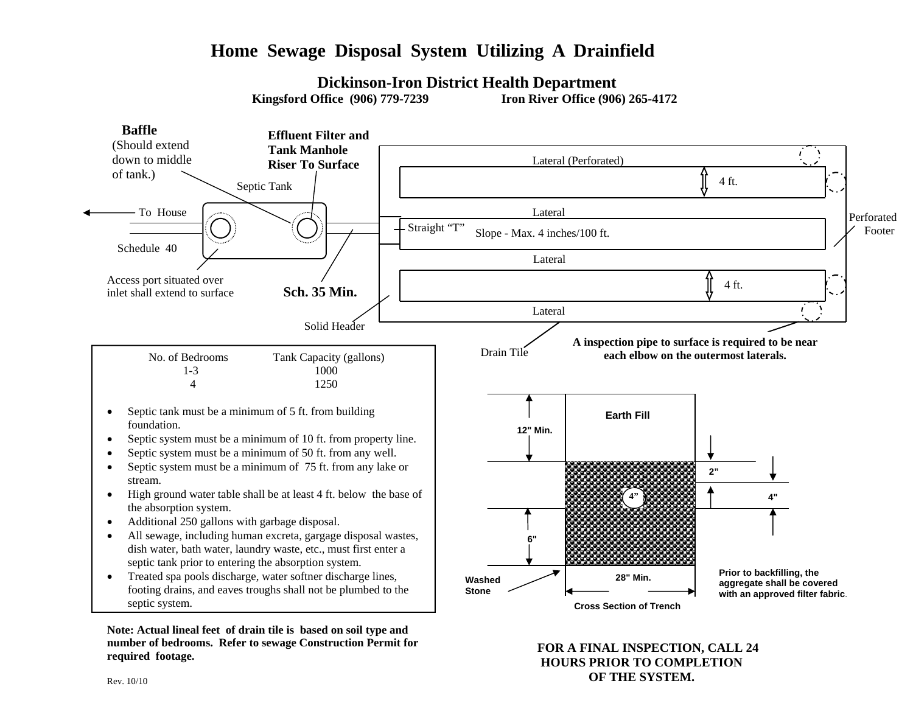# Home Sewage Disposal System Utilizing A Drainfield

## Dickinson-Iron District Health Department

**Kingsford Office (906) 779-7239** **Iron River Office (906) 265-4172**

**Baffle** (Should extend down to middle of tank.)

**Effluent Filter and Tank Manhole Riser To Surface**

Septic Tank

To House

Schedule 40

Access port situated over inlet shall extend to surface

**Sch. 35 Min.**

Solid Header

Straight "T"

Lateral (Perforated)

4 ft.

Lateral

Slope - Max. 4 inches/100 ft.

Lateral

4 ft.

Lateral

Perforated Footer

Drain Tile

**A inspection pipe to surface is required to be near each elbow on the outermost laterals.**

| No. of Bedrooms | Tank Capacity (gallons) |
| --- | --- |
| 1-3 | 1000 |
| 4 | 1250 |

- Septic tank must be a minimum of 5 ft. from building foundation.
- Septic system must be a minimum of 10 ft. from property line.
- Septic system must be a minimum of 50 ft. from any well.
- Septic system must be a minimum of 75 ft. from any lake or stream.
- High ground water table shall be at least 4 ft. below the base of the absorption system.
- Additional 250 gallons with garbage disposal.
- All sewage, including human excreta, gargage disposal wastes, dish water, bath water, laundry waste, etc., must first enter a septic tank prior to entering the absorption system.
- Treated spa pools discharge, water softner discharge lines, footing drains, and eaves troughs shall not be plumbed to the septic system.

**Earth Fill**

12" Min.

2"

4"

4"

6"

Washed Stone

28" Min.

**Cross Section of Trench**

**Prior to backfilling, the aggregate shall be covered with an approved filter fabric.**

**Note: Actual lineal feet of drain tile is based on soil type and number of bedrooms. Refer to sewage Construction Permit for required footage.**

**FOR A FINAL INSPECTION, CALL 24 HOURS PRIOR TO COMPLETION OF THE SYSTEM.**

Rev. 10/10